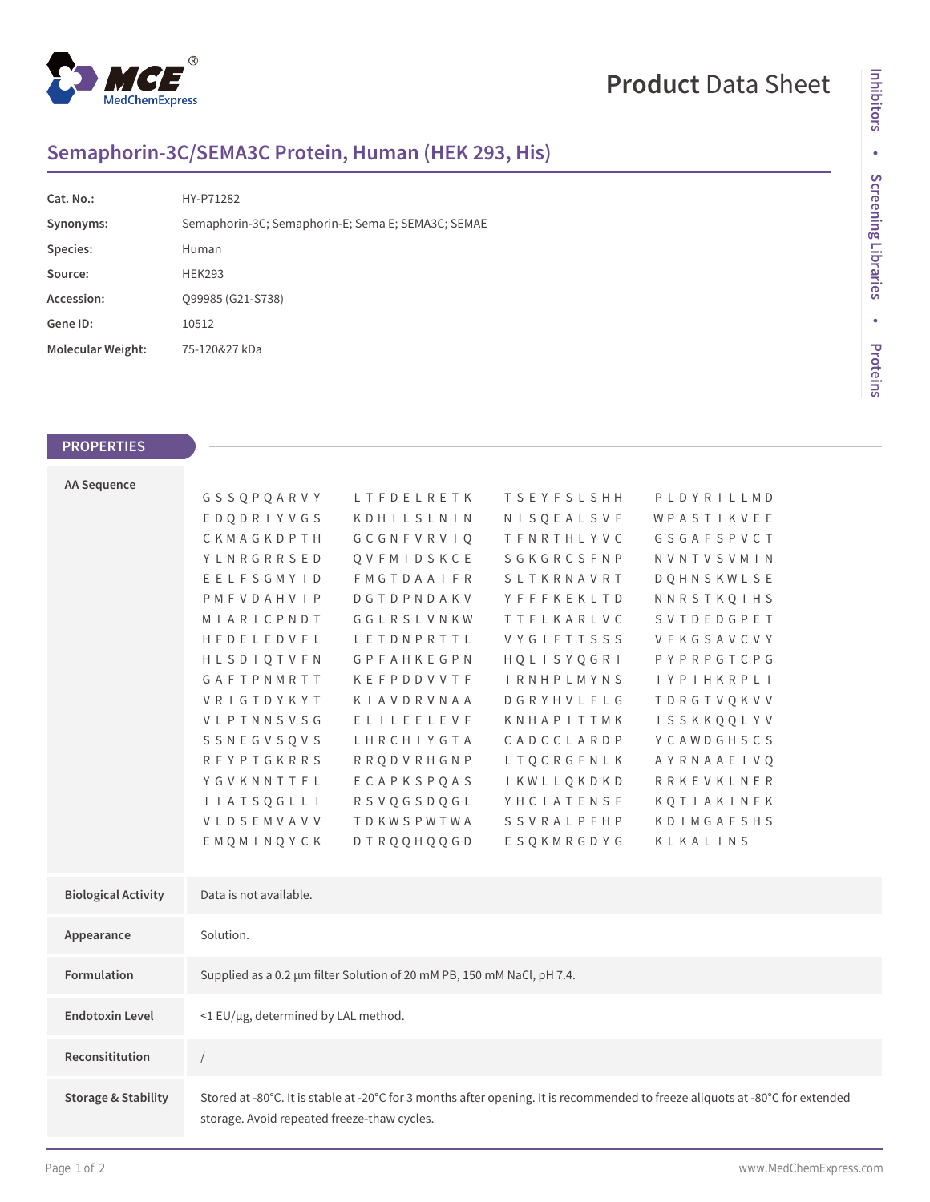# Semaphorin-3C/SEMA3C Protein, Human (HEK 293, His)

| | |
|---|---|
| **Cat. No.:** | HY-P71282 |
| **Synonyms:** | Semaphorin-3C; Semaphorin-E; Sema E; SEMA3C; SEMAE |
| **Species:** | Human |
| **Source:** | HEK293 |
| **Accession:** | Q99985 (G21-S738) |
| **Gene ID:** | 10512 |
| **Molecular Weight:** | 75-120&27 kDa |

## PROPERTIES

| | |
|---|---|
| **AA Sequence** | GSSQPQARVY LTFDELRETK TSEYFSLSHH PLDYRILLMD EDQDRIYVGS KDHILSLNIN NISQEALSVF WPASTIKVEE CKMAGKDPTH GCGNFVRVIQ TFNRTHLYVC GSGAFSPVCT YLNRGRRSED QVFMIDSKCE SGKGRCSFNP NVNTVSVMIN EELFSGMYID FMGTDAAIFR SLTKRNAVRT DQHNSKWLSE PMFVDAHVIP DGTDPNDAKV YFFFKEKLTD NNRSTKQIHS MIARICPNDT GGLRSLVNKW TTFLKARLVC SVTDEDGPET HFDELEDVFL LETDNPRTTL VYGIFTTSSS VFKGSAVCVY HLSDIQTVFN GPFAHKEGPN HQLISYQGRI PYPRPGTCPG GAFTPNMRTT KEFPDDVVTF IRNHPLMYNS IYPIHKRPLI VRIGTDYKYT KIAVDRVNAA DGRYHVLFLG TDRGTVQKVV VLPTNNSVSG ELILEELEVF KNHAPITTMK ISSKKQQLYV SSNEGVSQVS LHRCHIYGTA CADCCLARDP YCAWDGHSCS RFYPTGKRRS RRQDVRHGNP LTQCRGFNLK AYRNAAEIVQ YGVKNNTTFL ECAPKSPQAS IKWLLQKDKD RRKEVKLNER IIATSQGLLI RSVQGSDQGL YHCIATENSF KQTIAKINFK VLDSEMVAVV TDKWSPWTWA SSVRALPFHP KDIMGAFSHS EMQMINQYCK DTRQQHQQGD ESQKMRGDYG KLKALINS |
| **Biological Activity** | Data is not available. |
| **Appearance** | Solution. |
| **Formulation** | Supplied as a 0.2 μm filter Solution of 20 mM PB, 150 mM NaCl, pH 7.4. |
| **Endotoxin Level** | <1 EU/μg, determined by LAL method. |
| **Reconsititution** | / |
| **Storage & Stability** | Stored at -80°C. It is stable at -20°C for 3 months after opening. It is recommended to freeze aliquots at -80°C for extended storage. Avoid repeated freeze-thaw cycles. |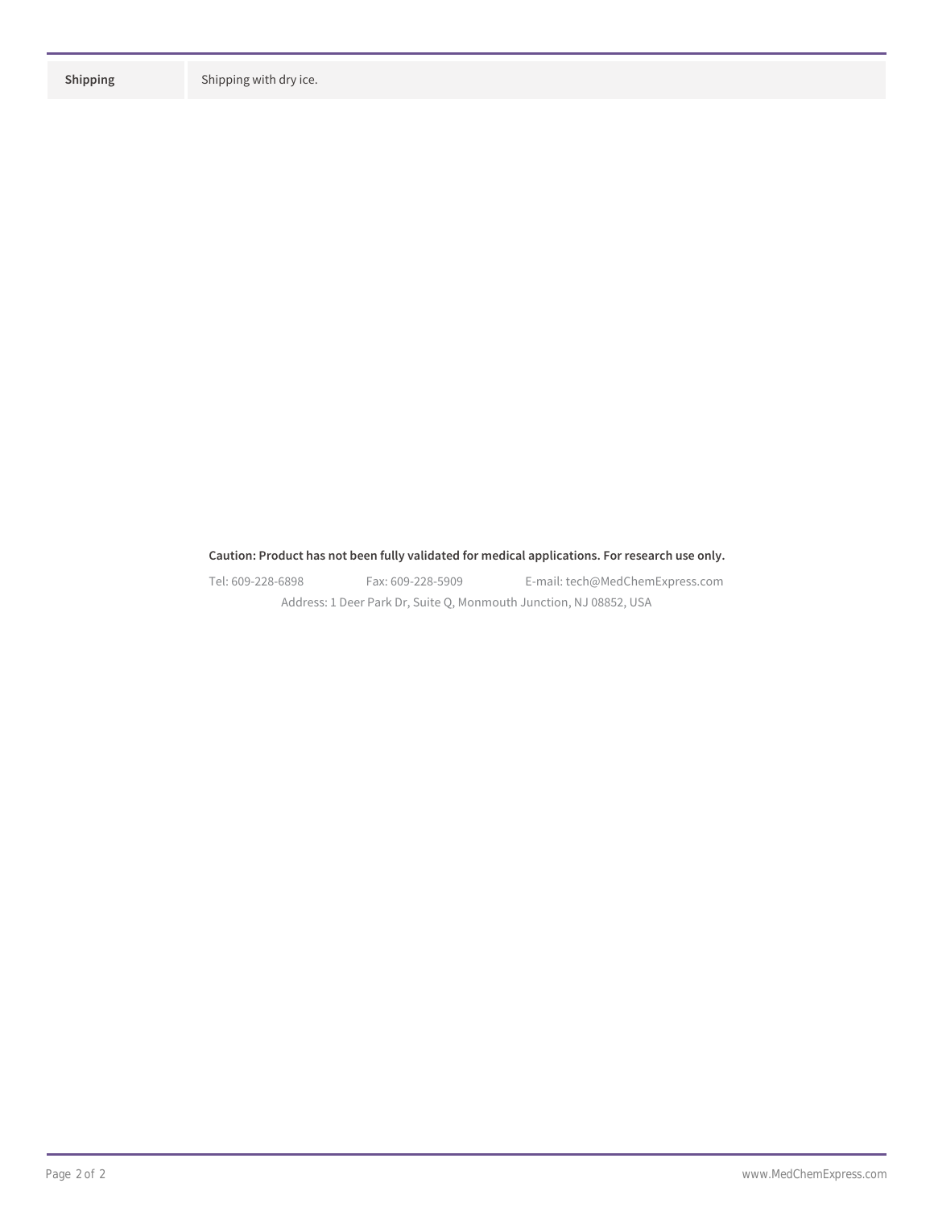| | |
|---|---|
| Shipping | Shipping with dry ice. |

**Caution: Product has not been fully validated for medical applications. For research use only.**

Tel: 609-228-6898    Fax: 609-228-5909    E-mail: tech@MedChemExpress.com

Address: 1 Deer Park Dr, Suite Q, Monmouth Junction, NJ 08852, USA